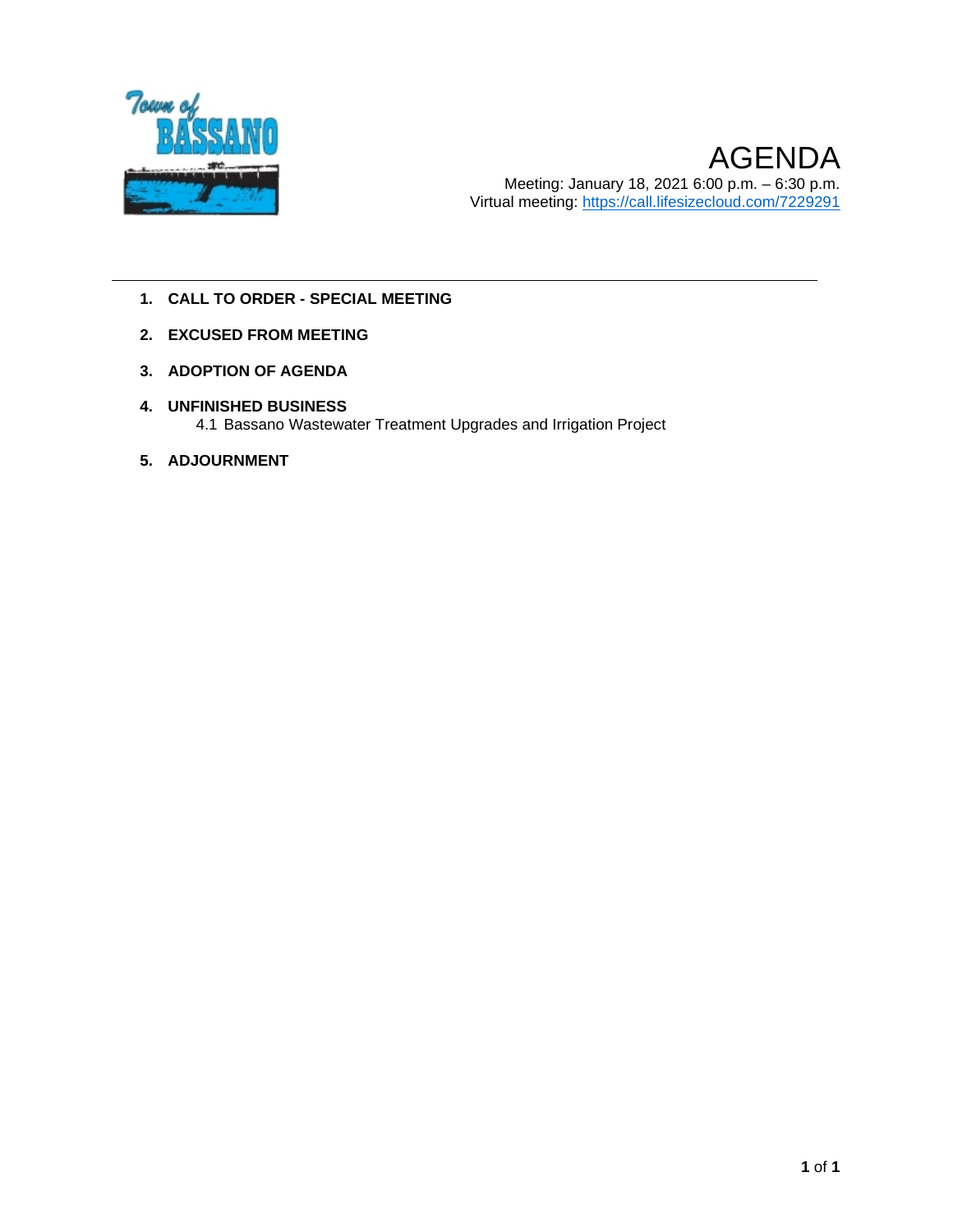Town of BASSANO

# AGENDA

Meeting: January 18, 2021 6:00 p.m. – 6:30 p.m.
Virtual meeting: https://call.lifesizecloud.com/7229291

---

1. **CALL TO ORDER - SPECIAL MEETING**
2. **EXCUSED FROM MEETING**
3. **ADOPTION OF AGENDA**
4. **UNFINISHED BUSINESS**
   4.1 Bassano Wastewater Treatment Upgrades and Irrigation Project
5. **ADJOURNMENT**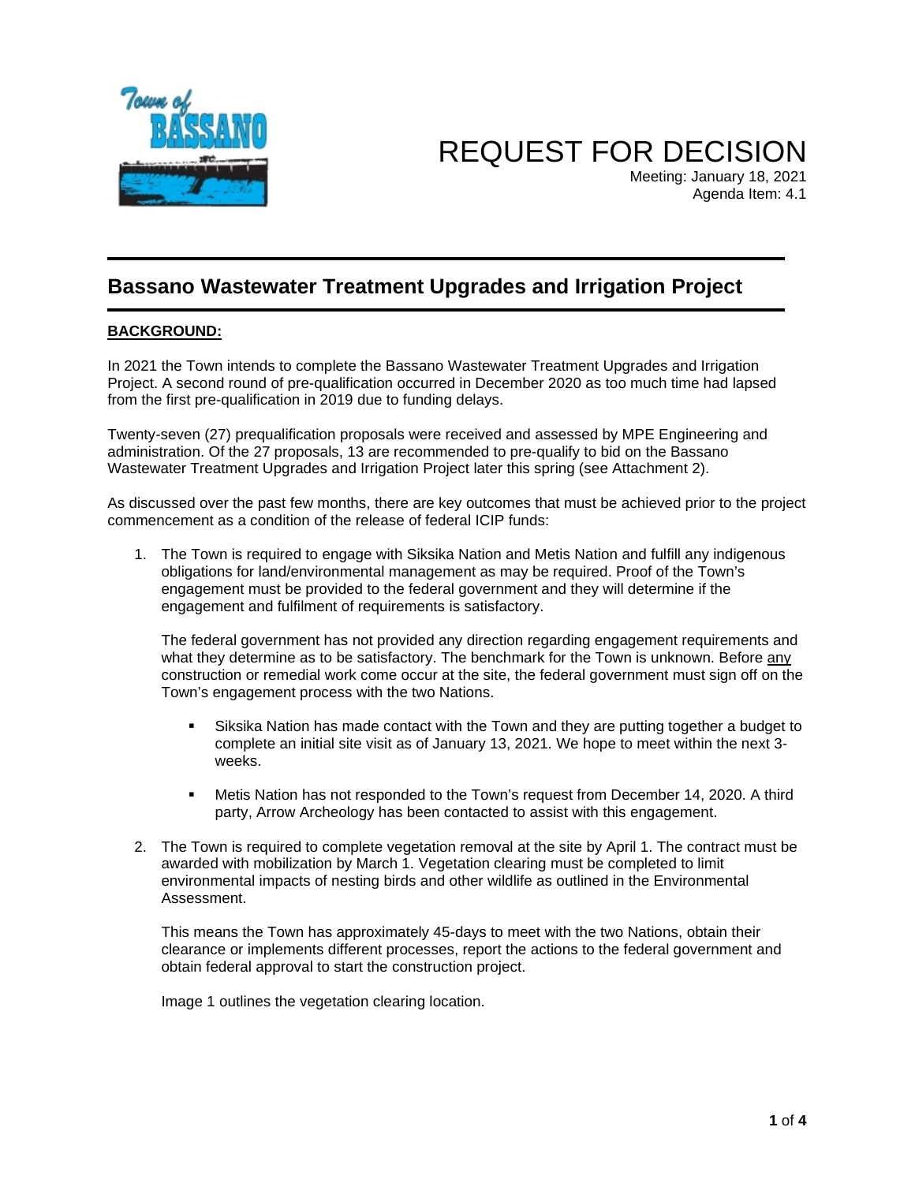# REQUEST FOR DECISION

Meeting: January 18, 2021
Agenda Item: 4.1

## Bassano Wastewater Treatment Upgrades and Irrigation Project

**BACKGROUND:**

In 2021 the Town intends to complete the Bassano Wastewater Treatment Upgrades and Irrigation Project. A second round of pre-qualification occurred in December 2020 as too much time had lapsed from the first pre-qualification in 2019 due to funding delays.

Twenty-seven (27) prequalification proposals were received and assessed by MPE Engineering and administration. Of the 27 proposals, 13 are recommended to pre-qualify to bid on the Bassano Wastewater Treatment Upgrades and Irrigation Project later this spring (see Attachment 2).

As discussed over the past few months, there are key outcomes that must be achieved prior to the project commencement as a condition of the release of federal ICIP funds:

1. The Town is required to engage with Siksika Nation and Metis Nation and fulfill any indigenous obligations for land/environmental management as may be required. Proof of the Town's engagement must be provided to the federal government and they will determine if the engagement and fulfilment of requirements is satisfactory.

   The federal government has not provided any direction regarding engagement requirements and what they determine as to be satisfactory. The benchmark for the Town is unknown. Before any construction or remedial work come occur at the site, the federal government must sign off on the Town's engagement process with the two Nations.

   - Siksika Nation has made contact with the Town and they are putting together a budget to complete an initial site visit as of January 13, 2021. We hope to meet within the next 3-weeks.
   - Metis Nation has not responded to the Town's request from December 14, 2020. A third party, Arrow Archeology has been contacted to assist with this engagement.

2. The Town is required to complete vegetation removal at the site by April 1. The contract must be awarded with mobilization by March 1. Vegetation clearing must be completed to limit environmental impacts of nesting birds and other wildlife as outlined in the Environmental Assessment.

   This means the Town has approximately 45-days to meet with the two Nations, obtain their clearance or implements different processes, report the actions to the federal government and obtain federal approval to start the construction project.

   Image 1 outlines the vegetation clearing location.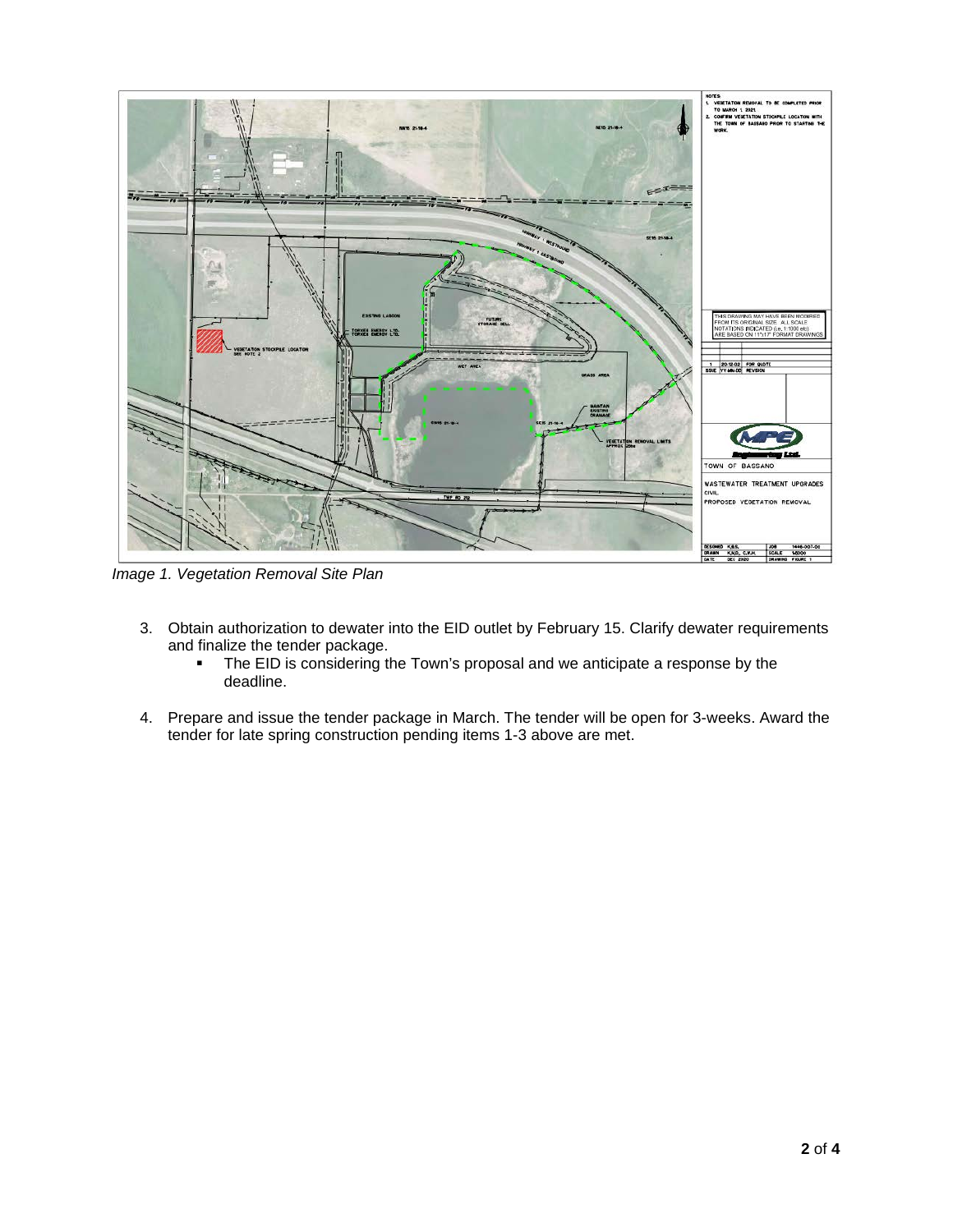*Image 1. Vegetation Removal Site Plan*

3. Obtain authorization to dewater into the EID outlet by February 15. Clarify dewater requirements and finalize the tender package.
   - The EID is considering the Town's proposal and we anticipate a response by the deadline.

4. Prepare and issue the tender package in March. The tender will be open for 3-weeks. Award the tender for late spring construction pending items 1-3 above are met.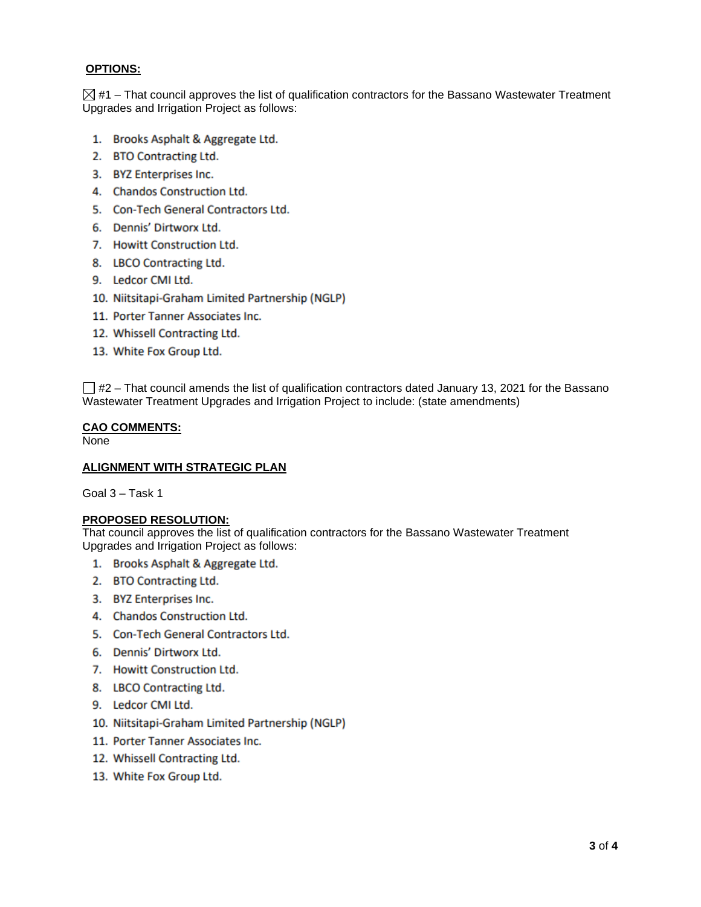**OPTIONS:**

☒ #1 – That council approves the list of qualification contractors for the Bassano Wastewater Treatment Upgrades and Irrigation Project as follows:

1. Brooks Asphalt & Aggregate Ltd.
2. BTO Contracting Ltd.
3. BYZ Enterprises Inc.
4. Chandos Construction Ltd.
5. Con-Tech General Contractors Ltd.
6. Dennis' Dirtworx Ltd.
7. Howitt Construction Ltd.
8. LBCO Contracting Ltd.
9. Ledcor CMI Ltd.
10. Niitsitapi-Graham Limited Partnership (NGLP)
11. Porter Tanner Associates Inc.
12. Whissell Contracting Ltd.
13. White Fox Group Ltd.

☐ #2 – That council amends the list of qualification contractors dated January 13, 2021 for the Bassano Wastewater Treatment Upgrades and Irrigation Project to include: (state amendments)

**CAO COMMENTS:**

None

**ALIGNMENT WITH STRATEGIC PLAN**

Goal 3 – Task 1

**PROPOSED RESOLUTION:**

That council approves the list of qualification contractors for the Bassano Wastewater Treatment Upgrades and Irrigation Project as follows:

1. Brooks Asphalt & Aggregate Ltd.
2. BTO Contracting Ltd.
3. BYZ Enterprises Inc.
4. Chandos Construction Ltd.
5. Con-Tech General Contractors Ltd.
6. Dennis' Dirtworx Ltd.
7. Howitt Construction Ltd.
8. LBCO Contracting Ltd.
9. Ledcor CMI Ltd.
10. Niitsitapi-Graham Limited Partnership (NGLP)
11. Porter Tanner Associates Inc.
12. Whissell Contracting Ltd.
13. White Fox Group Ltd.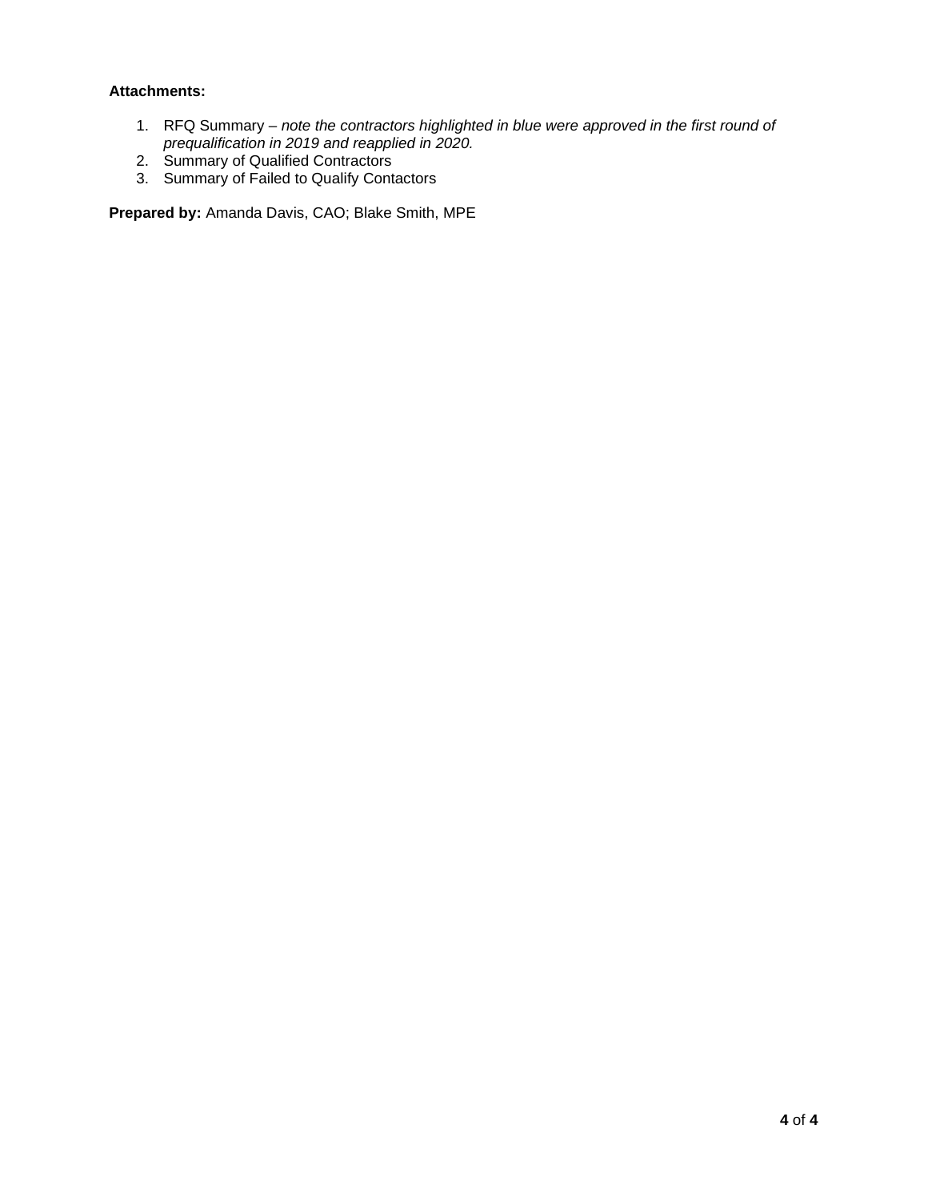**Attachments:**

1. RFQ Summary – *note the contractors highlighted in blue were approved in the first round of prequalification in 2019 and reapplied in 2020.*
2. Summary of Qualified Contractors
3. Summary of Failed to Qualify Contactors

**Prepared by:** Amanda Davis, CAO; Blake Smith, MPE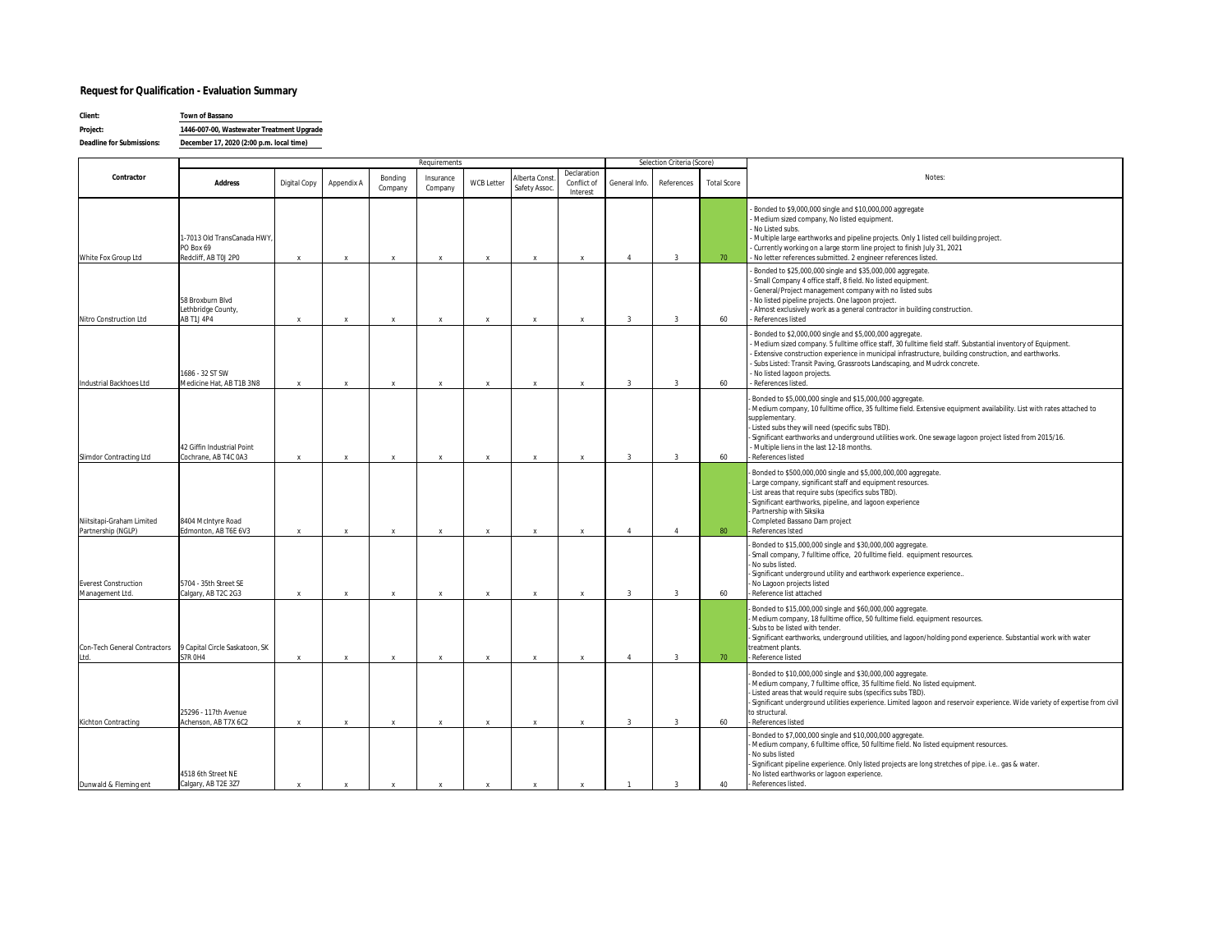## Request for Qualification - Evaluation Summary

**Client:** Town of Bassano

**Project:** 1446-007-00, Wastewater Treatment Upgrade

**Deadline for Submissions:** December 17, 2020 (2:00 p.m. local time)

| Contractor | Requirements | | | | | | | | Selection Criteria (Score) | | | Notes: |
|---|---|---|---|---|---|---|---|---|---|---|---|---|
| | Address | Digital Copy | Appendix A | Bonding Company | Insurance Company | WCB Letter | Alberta Const. Safety Assoc. | Declaration Conflict of Interest | General Info. | References | Total Score | |
| White Fox Group Ltd | 1-7013 Old TransCanada HWY, PO Box 69 Redcliff, AB T0J 2P0 | x | x | x | x | x | x | x | 4 | 3 | 70 | - Bonded to $9,000,000 single and $10,000,000 aggregate<br>- Medium sized company, No listed equipment.<br>- No Listed subs.<br>- Multiple large earthworks and pipeline projects. Only 1 listed cell building project.<br>- Currently working on a large storm line project to finish July 31, 2021<br>- No letter references submitted. 2 engineer references listed. |
| Nitro Construction Ltd | 58 Broxburn Blvd Lethbridge County, AB T1J 4P4 | x | x | x | x | x | x | x | 3 | 3 | 60 | - Bonded to $25,000,000 single and $35,000,000 aggregate.<br>- Small Company 4 office staff, 8 field. No listed equipment.<br>- General/Project management company with no listed subs<br>- No listed pipeline projects. One lagoon project.<br>- Almost exclusively work as a general contractor in building construction.<br>- References listed |
| Industrial Backhoes Ltd | 1686 - 32 ST SW Medicine Hat, AB T1B 3N8 | x | x | x | x | x | x | x | 3 | 3 | 60 | - Bonded to $2,000,000 single and $5,000,000 aggregate.<br>- Medium sized company. 5 fulltime office staff, 30 fulltime field staff. Substantial inventory of Equipment.<br>- Extensive construction experience in municipal infrastructure, building construction, and earthworks.<br>- Subs Listed: Transit Paving, Grassroots Landscaping, and Mudrck concrete.<br>- No listed lagoon projects.<br>- References listed. |
| Slimdor Contracting Ltd | 42 Giffin Industrial Point Cochrane, AB T4C 0A3 | x | x | x | x | x | x | x | 3 | 3 | 60 | - Bonded to $5,000,000 single and $15,000,000 aggregate.<br>- Medium company, 10 fulltime office, 35 fulltime field. Extensive equipment availability. List with rates attached to supplementary.<br>- Listed subs they will need (specific subs TBD).<br>- Significant earthworks and underground utilities work. One sewage lagoon project listed from 2015/16.<br>- Multiple liens in the last 12-18 months.<br>- References listed |
| Niitsitapi-Graham Limited Partnership (NGLP) | 8404 McIntyre Road Edmonton, AB T6E 6V3 | x | x | x | x | x | x | x | 4 | 4 | 80 | - Bonded to $500,000,000 single and $5,000,000,000 aggregate.<br>- Large company, significant staff and equipment resources.<br>- List areas that require subs (specifics subs TBD).<br>- Significant earthworks, pipeline, and lagoon experience<br>- Partnership with Siksika<br>- Completed Bassano Dam project<br>- References lsted |
| Everest Construction Management Ltd. | 5704 - 35th Street SE Calgary, AB T2C 2G3 | x | x | x | x | x | x | x | 3 | 3 | 60 | - Bonded to $15,000,000 single and $30,000,000 aggregate.<br>- Small company, 7 fulltime office, 20 fulltime field. equipment resources.<br>- No subs listed.<br>- Significant underground utility and earthworks experience..<br>- No Lagoon projects listed<br>- Reference list attached |
| Con-Tech General Contractors Ltd. | 9 Capital Circle Saskatoon, SK S7R 0H4 | x | x | x | x | x | x | x | 4 | 3 | 70 | - Bonded to $15,000,000 single and $60,000,000 aggregate.<br>- Medium company, 18 fulltime office, 50 fulltime field. equipment resources.<br>- Subs to be listed with tender.<br>- Significant earthworks, underground utilities, and lagoon/holding pond experience. Substantial work with water treatment plants.<br>- Reference listed |
| Kichton Contracting | 25296 - 117th Avenue Achenson, AB T7X 6C2 | x | x | x | x | x | x | x | 3 | 3 | 60 | - Bonded to $10,000,000 single and $30,000,000 aggregate.<br>- Medium company, 7 fulltime office, 35 fulltime field. No listed equipment.<br>- Listed areas that would require subs (specifics subs TBD).<br>- Significant underground utilities experience. Limited lagoon and reservoir experience. Wide variety of expertise from civil to structural.<br>- References listed |
| Dunwald & Fleming ent | 4518 6th Street NE Calgary, AB T2E 3Z7 | x | x | x | x | x | x | x | 1 | 3 | 40 | - Bonded to $7,000,000 single and $10,000,000 aggregate.<br>- Medium company, 6 fulltime office, 50 fulltime field. No listed equipment resources.<br>- No subs listed<br>- Significant pipeline experience. Only listed projects are long stretches of pipe. i.e.. gas & water.<br>- No listed earthworks or lagoon experience.<br>- References listed. |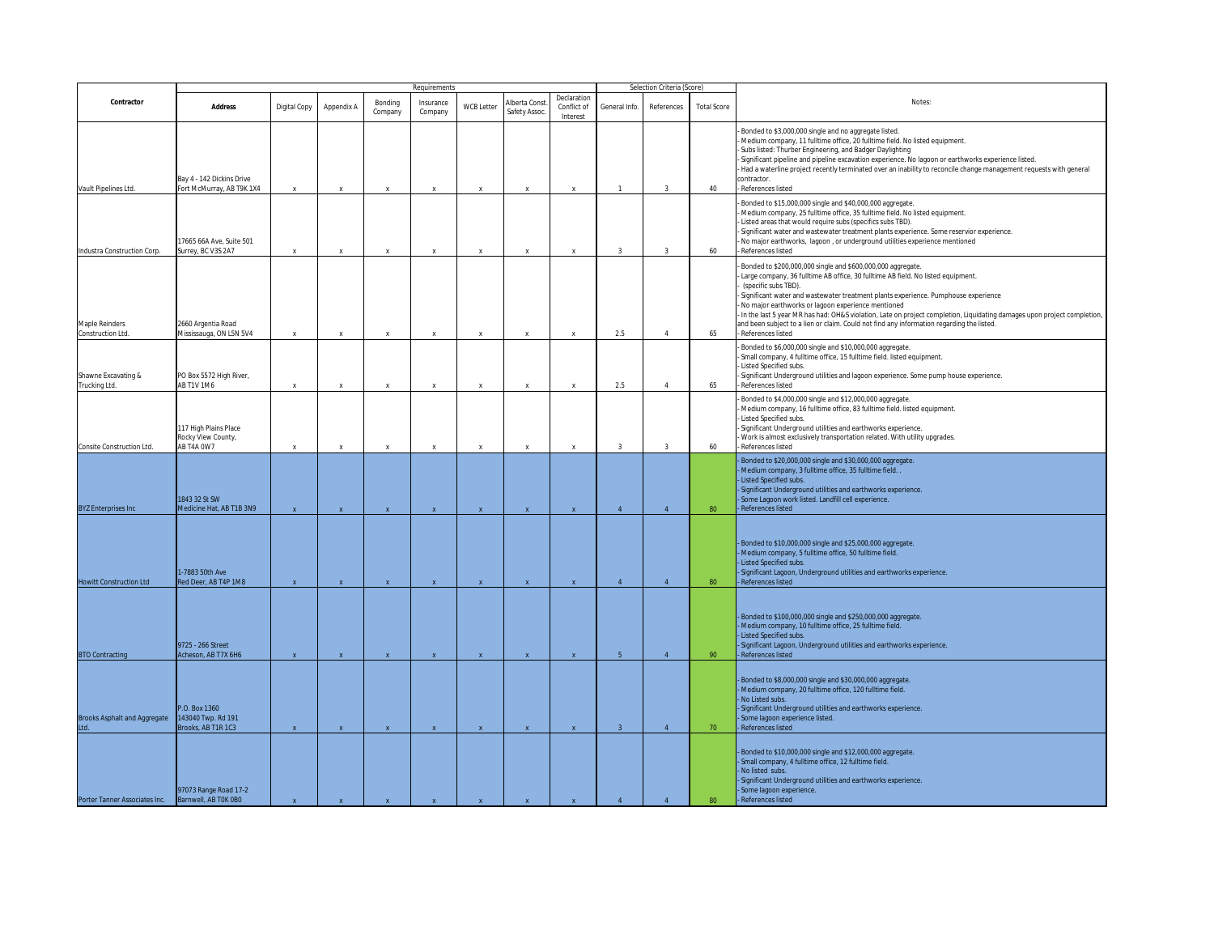| Contractor | Requirements | | | | | | | | Selection Criteria (Score) | | | Notes: |
|---|---|---|---|---|---|---|---|---|---|---|---|---|
| | Address | Digital Copy | Appendix A | Bonding Company | Insurance Company | WCB Letter | Alberta Const. Safety Assoc. | Declaration Conflict of Interest | General Info. | References | Total Score | |
| Vault Pipelines Ltd. | Bay 4 - 142 Dickins Drive Fort McMurray, AB T9K 1X4 | x | x | x | x | x | x | x | 1 | 3 | 40 | - Bonded to $3,000,000 single and no aggregate listed.<br>- Medium company, 11 fulltime office, 20 fulltime field. No listed equipment.<br>- Subs listed: Thurber Engineering, and Badger Daylighting<br>- Significant pipeline and pipeline excavation experience. No lagoon or earthworks experience listed.<br>- Had a waterline project recently terminated over an inability to reconcile change management requests with general contractor.<br>- References listed |
| Industra Construction Corp. | 17665 66A Ave, Suite 501 Surrey, BC V3S 2A7 | x | x | x | x | x | x | x | 3 | 3 | 60 | - Bonded to $15,000,000 single and $40,000,000 aggregate.<br>- Medium company, 25 fulltime office, 35 fulltime field. No listed equipment.<br>- Listed areas that would require subs (specifics subs TBD).<br>- Significant water and wastewater treatment plants experience. Some reservior experience.<br>- No major earthworks, lagoon , or underground utilities experience mentioned<br>- References listed |
| Maple Reinders Construction Ltd. | 2660 Argentia Road Mississauga, ON L5N 5V4 | x | x | x | x | x | x | x | 2.5 | 4 | 65 | - Bonded to $200,000,000 single and $600,000,000 aggregate.<br>- Large company, 36 fulltime AB office, 30 fulltime AB field. No listed equipment.<br>- (specific subs TBD).<br>- Significant water and wastewater treatment plants experience. Pumphouse experience<br>- No major earthworks or lagoon experience mentioned<br>- In the last 5 year MR has had: OH&S violation, Late on project completion, Liquidating damages upon project completion, and been subject to a lien or claim. Could not find any information regarding the listed.<br>- References listed |
| Shawne Excavating & Trucking Ltd. | PO Box 5572 High River, AB T1V 1M6 | x | x | x | x | x | x | x | 2.5 | 4 | 65 | - Bonded to $6,000,000 single and $10,000,000 aggregate.<br>- Small company, 4 fulltime office, 15 fulltime field. listed equipment.<br>- Listed Specified subs.<br>- Significant Underground utilities and lagoon experience. Some pump house experience.<br>- References listed |
| Consite Construction Ltd. | 117 High Plains Place Rocky View County, AB T4A 0W7 | x | x | x | x | x | x | x | 3 | 3 | 60 | - Bonded to $4,000,000 single and $12,000,000 aggregate.<br>- Medium company, 16 fulltime office, 83 fulltime field. listed equipment.<br>- Listed Specified subs.<br>- Significant Underground utilities and earthworks experience.<br>- Work is almost exclusively transportation related. With utility upgrades.<br>- References listed |
| BYZ Enterprises Inc | 1843 32 St SW Medicine Hat, AB T1B 3N9 | x | x | x | x | x | x | x | 4 | 4 | 80 | - Bonded to $20,000,000 single and $30,000,000 aggregate.<br>- Medium company, 3 fulltime office, 35 fulltime field. .<br>- Listed Specified subs.<br>- Significant Underground utilities and earthworks experience.<br>- Some Lagoon work listed. Landfill cell experience.<br>- References listed |
| Howitt Construction Ltd | 1-7883 50th Ave Red Deer, AB T4P 1M8 | x | x | x | x | x | x | x | 4 | 4 | 80 | - Bonded to $10,000,000 single and $25,000,000 aggregate.<br>- Medium company, 5 fulltime office, 50 fulltime field.<br>- Listed Specified subs.<br>- Significant Lagoon, Underground utilities and earthworks experience.<br>- References listed |
| BTO Contracting | 9725 - 266 Street Acheson, AB T7X 6H6 | x | x | x | x | x | x | x | 5 | 4 | 90 | - Bonded to $100,000,000 single and $250,000,000 aggregate.<br>- Medium company, 10 fulltime office, 25 fulltime field.<br>- Listed Specified subs.<br>- Significant Lagoon, Underground utilities and earthworks experience.<br>- References listed |
| Brooks Asphalt and Aggregate Ltd. | P.O. Box 1360 143040 Twp. Rd 191 Brooks, AB T1R 1C3 | x | x | x | x | x | x | x | 3 | 4 | 70 | - Bonded to $8,000,000 single and $30,000,000 aggregate.<br>- Medium company, 20 fulltime office, 120 fulltime field.<br>- No Listed subs.<br>- Significant Underground utilities and earthworks experience.<br>- Some lagoon experience listed.<br>- References listed |
| Porter Tanner Associates Inc. | 97073 Range Road 17-2 Barnwell, AB T0K 0B0 | x | x | x | x | x | x | x | 4 | 4 | 80 | - Bonded to $10,000,000 single and $12,000,000 aggregate.<br>- Small company, 4 fulltime office, 12 fulltime field.<br>- No listed subs.<br>- Significant Underground utilities and earthworks experience.<br>- Some lagoon experience.<br>- References listed |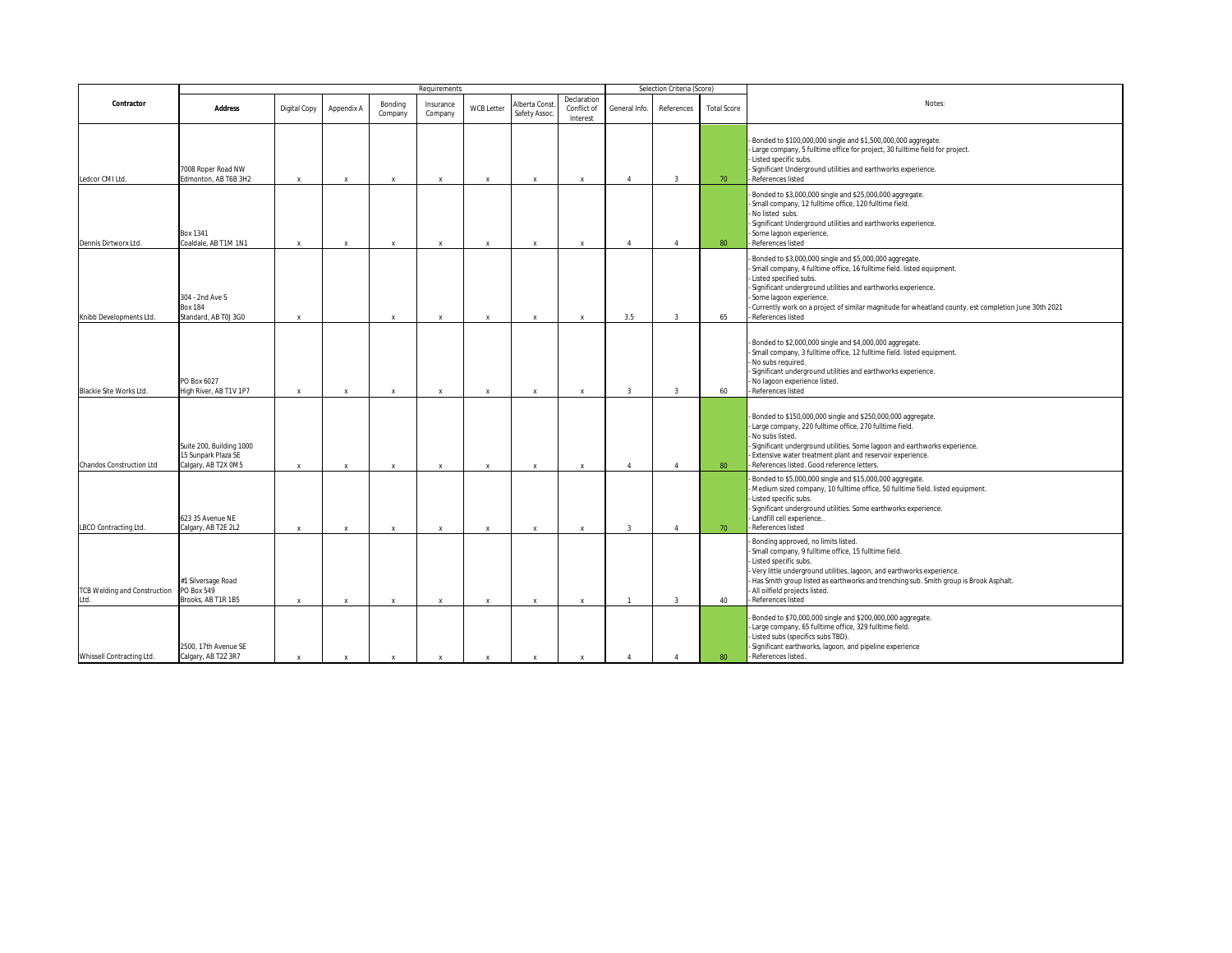| Contractor | Address | Requirements | | | | | | | Selection Criteria (Score) | | | Notes: |
|---|---|---|---|---|---|---|---|---|---|---|---|---|
| | | Digital Copy | Appendix A | Bonding Company | Insurance Company | WCB Letter | Alberta Const. Safety Assoc. | Declaration Conflict of Interest | General Info. | References | Total Score | |
| Ledcor CMI Ltd. | 7008 Roper Road NW Edmonton, AB T6B 3H2 | x | x | x | x | x | x | x | 4 | 3 | 70 | - Bonded to $100,000,000 single and $1,500,000,000 aggregate.<br>- Large company, 5 fulltime office for project, 30 fulltime field for project.<br>- Listed specific subs.<br>- Significant Underground utilities and earthworks experience.<br>- References listed |
| Dennis Dirtworx Ltd. | Box 1341 Coaldale, AB T1M 1N1 | x | x | x | x | x | x | x | 4 | 4 | 80 | - Bonded to $3,000,000 single and $25,000,000 aggregate.<br>- Small company, 12 fulltime office, 120 fulltime field.<br>- No listed subs.<br>- Significant Underground utilities and earthworks experience.<br>- Some lagoon experience.<br>- References listed |
| Knibb Developments Ltd. | 304 - 2nd Ave S Box 184 Standard, AB T0J 3G0 | x | | x | x | x | x | x | 3.5 | 3 | 65 | - Bonded to $3,000,000 single and $5,000,000 aggregate.<br>- Small company, 4 fulltime office, 16 fulltime field. listed equipment.<br>- Listed specified subs.<br>- Significant underground utilities and earthworks experience.<br>- Some lagoon experience.<br>- Currently work on a project of similar magnitude for wheatland county. est completion June 30th 2021<br>- References listed |
| Blackie Site Works Ltd. | PO Box 6027 High River, AB T1V 1P7 | x | x | x | x | x | x | x | 3 | 3 | 60 | - Bonded to $2,000,000 single and $4,000,000 aggregate.<br>- Small company, 3 fulltime office, 12 fulltime field. listed equipment.<br>- No subs required.<br>- Significant underground utilities and earthworks experience.<br>- No lagoon experience listed.<br>- References listed |
| Chandos Construction Ltd | Suite 200, Building 1000 15 Sunpark Plaza SE Calgary, AB T2X 0M5 | x | x | x | x | x | x | x | 4 | 4 | 80 | - Bonded to $150,000,000 single and $250,000,000 aggregate.<br>- Large company, 220 fulltime office, 270 fulltime field.<br>- No subs listed.<br>- Significant underground utilities. Some lagoon and earthworks experience.<br>- Extensive water treatment plant and reservoir experience.<br>- References listed. Good reference letters. |
| LBCO Contracting Ltd. | 623 35 Avenue NE Calgary, AB T2E 2L2 | x | x | x | x | x | x | x | 3 | 4 | 70 | - Bonded to $5,000,000 single and $15,000,000 aggregate.<br>- Medium sized company, 10 fulltime office, 50 fulltime field. listed equipment.<br>- Listed specific subs.<br>- Significant underground utilities. Some earthworks experience.<br>- Landfill cell experience..<br>- References listed |
| TCB Welding and Construction Ltd. | #1 Silversage Road PO Box 549 Brooks, AB T1R 1B5 | x | x | x | x | x | x | x | 1 | 3 | 40 | - Bonding approved, no limits listed.<br>- Small company, 9 fulltime office, 15 fulltime field.<br>- Listed specific subs.<br>- Very little underground utilities, lagoon, and earthworks experience.<br>- Has Smith group listed as earthworks and trenching sub. Smith group is Brook Asphalt.<br>- All oilfield projects listed.<br>- References listed |
| Whissell Contracting Ltd. | 2500, 17th Avenue SE Calgary, AB T2Z 3R7 | x | x | x | x | x | x | x | 4 | 4 | 80 | - Bonded to $70,000,000 single and $200,000,000 aggregate.<br>- Large company, 65 fulltime office, 329 fulltime field.<br>- Listed subs (specifics subs TBD).<br>- Significant earthworks, lagoon, and pipeline experience<br>- References listed. |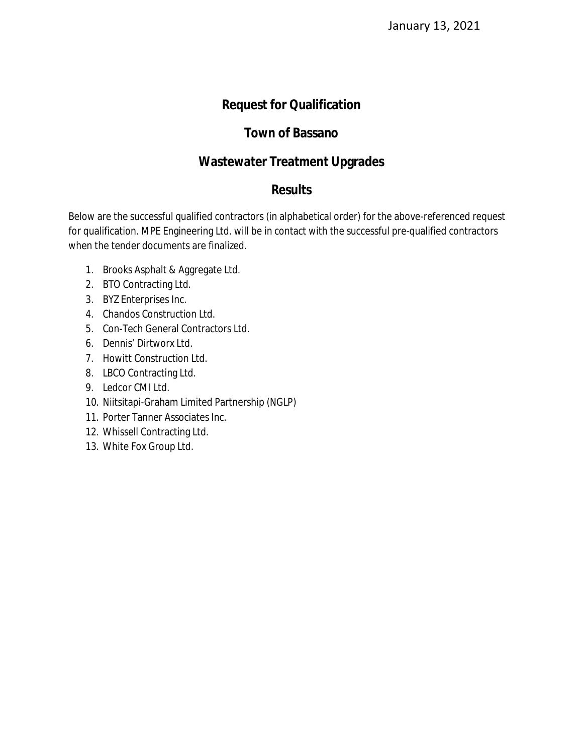January 13, 2021

# Request for Qualification

## Town of Bassano

## Wastewater Treatment Upgrades

## Results

Below are the successful qualified contractors (in alphabetical order) for the above-referenced request for qualification. MPE Engineering Ltd. will be in contact with the successful pre-qualified contractors when the tender documents are finalized.

1. Brooks Asphalt & Aggregate Ltd.
2. BTO Contracting Ltd.
3. BYZ Enterprises Inc.
4. Chandos Construction Ltd.
5. Con-Tech General Contractors Ltd.
6. Dennis' Dirtworx Ltd.
7. Howitt Construction Ltd.
8. LBCO Contracting Ltd.
9. Ledcor CMI Ltd.
10. Niitsitapi-Graham Limited Partnership (NGLP)
11. Porter Tanner Associates Inc.
12. Whissell Contracting Ltd.
13. White Fox Group Ltd.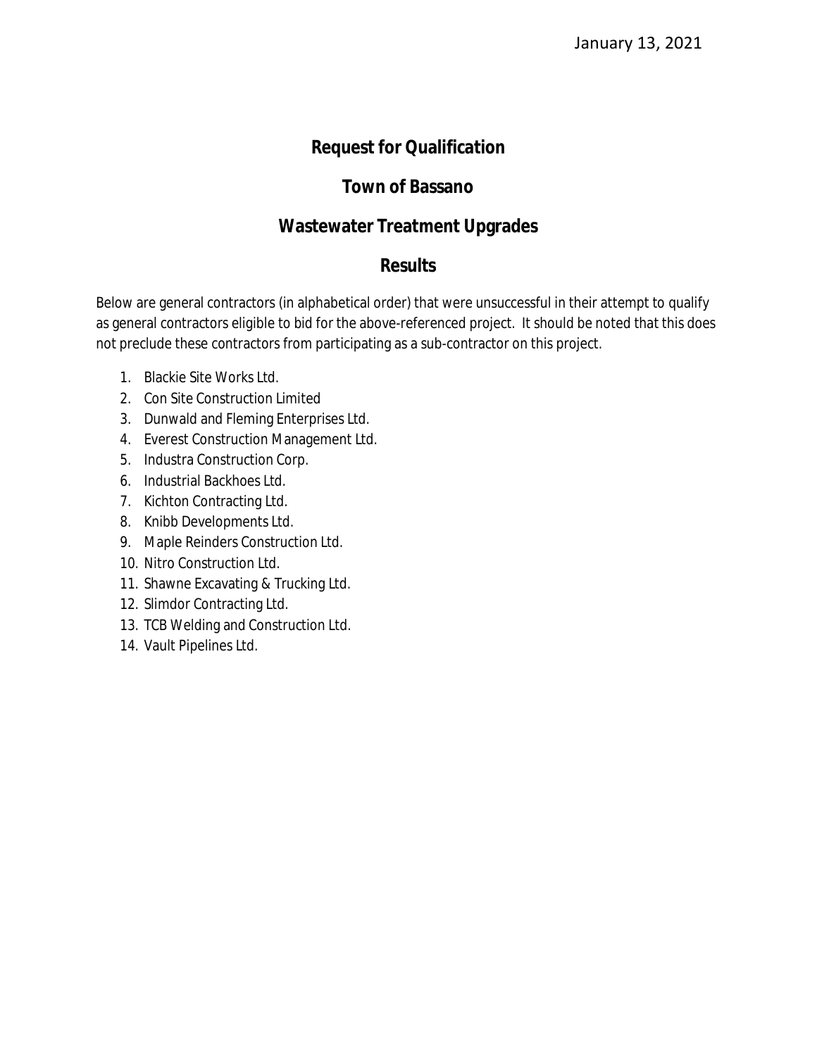January 13, 2021

# Request for Qualification

# Town of Bassano

# Wastewater Treatment Upgrades

# Results

Below are general contractors (in alphabetical order) that were unsuccessful in their attempt to qualify as general contractors eligible to bid for the above-referenced project. It should be noted that this does not preclude these contractors from participating as a sub-contractor on this project.

1. Blackie Site Works Ltd.
2. Con Site Construction Limited
3. Dunwald and Fleming Enterprises Ltd.
4. Everest Construction Management Ltd.
5. Industra Construction Corp.
6. Industrial Backhoes Ltd.
7. Kichton Contracting Ltd.
8. Knibb Developments Ltd.
9. Maple Reinders Construction Ltd.
10. Nitro Construction Ltd.
11. Shawne Excavating & Trucking Ltd.
12. Slimdor Contracting Ltd.
13. TCB Welding and Construction Ltd.
14. Vault Pipelines Ltd.